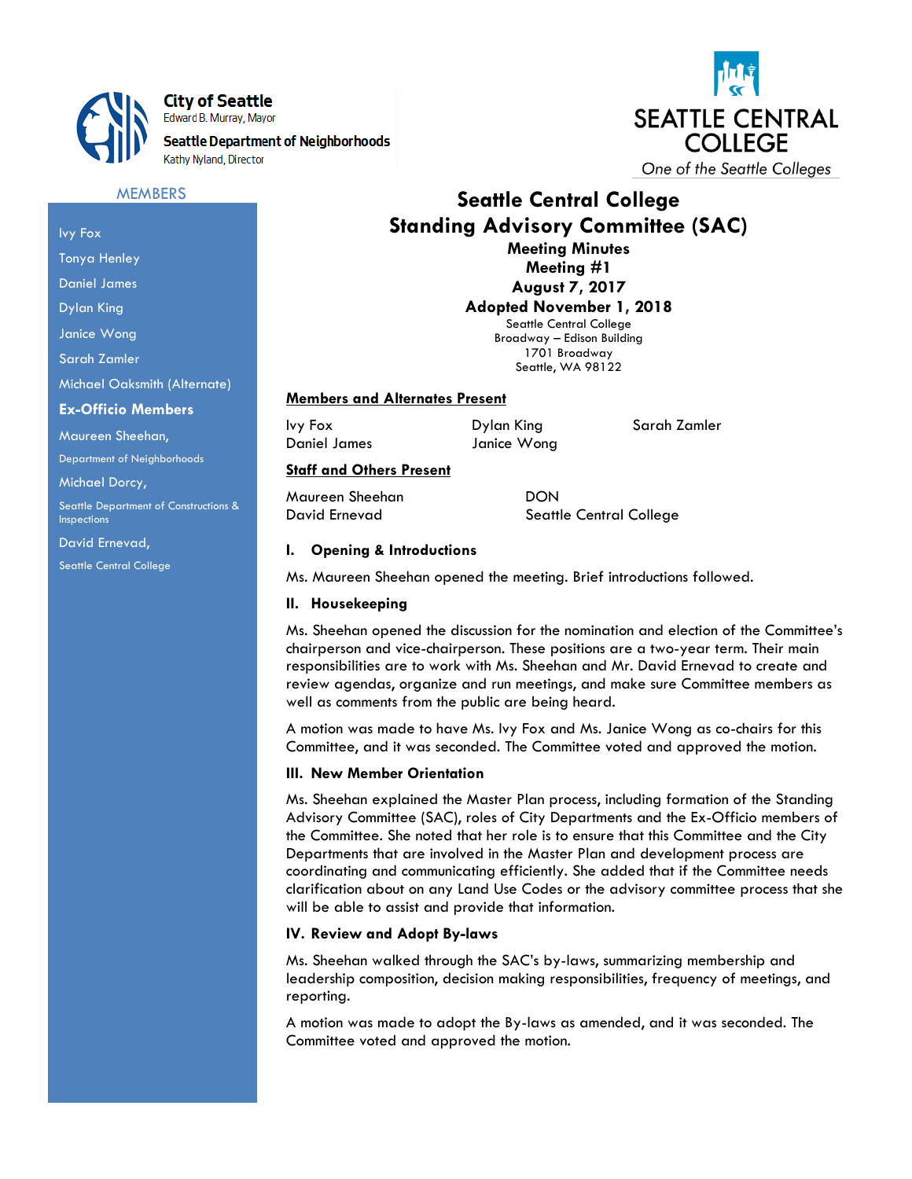City of Seattle
Edward B. Murray, Mayor

Seattle Department of Neighborhoods
Kathy Nyland, Director

SEATTLE CENTRAL COLLEGE
*One of the Seattle Colleges*

# Seattle Central College
# Standing Advisory Committee (SAC)

**Meeting Minutes**
**Meeting #1**
**August 7, 2017**
**Adopted November 1, 2018**

Seattle Central College
Broadway – Edison Building
1701 Broadway
Seattle, WA 98122

**MEMBERS**

Ivy Fox
Tonya Henley
Daniel James
Dylan King
Janice Wong
Sarah Zamler
Michael Oaksmith (Alternate)

**Ex-Officio Members**

Maureen Sheehan,
Department of Neighborhoods

Michael Dorcy,
Seattle Department of Constructions & Inspections

David Ernevad,
Seattle Central College

## Members and Alternates Present

Ivy Fox
Daniel James
Dylan King
Janice Wong
Sarah Zamler

## Staff and Others Present

| | |
|---|---|
| Maureen Sheehan | DON |
| David Ernevad | Seattle Central College |

### I. Opening & Introductions

Ms. Maureen Sheehan opened the meeting. Brief introductions followed.

### II. Housekeeping

Ms. Sheehan opened the discussion for the nomination and election of the Committee's chairperson and vice-chairperson. These positions are a two-year term. Their main responsibilities are to work with Ms. Sheehan and Mr. David Ernevad to create and review agendas, organize and run meetings, and make sure Committee members as well as comments from the public are being heard.

A motion was made to have Ms. Ivy Fox and Ms. Janice Wong as co-chairs for this Committee, and it was seconded. The Committee voted and approved the motion.

### III. New Member Orientation

Ms. Sheehan explained the Master Plan process, including formation of the Standing Advisory Committee (SAC), roles of City Departments and the Ex-Officio members of the Committee. She noted that her role is to ensure that this Committee and the City Departments that are involved in the Master Plan and development process are coordinating and communicating efficiently. She added that if the Committee needs clarification about on any Land Use Codes or the advisory committee process that she will be able to assist and provide that information.

### IV. Review and Adopt By-laws

Ms. Sheehan walked through the SAC's by-laws, summarizing membership and leadership composition, decision making responsibilities, frequency of meetings, and reporting.

A motion was made to adopt the By-laws as amended, and it was seconded. The Committee voted and approved the motion.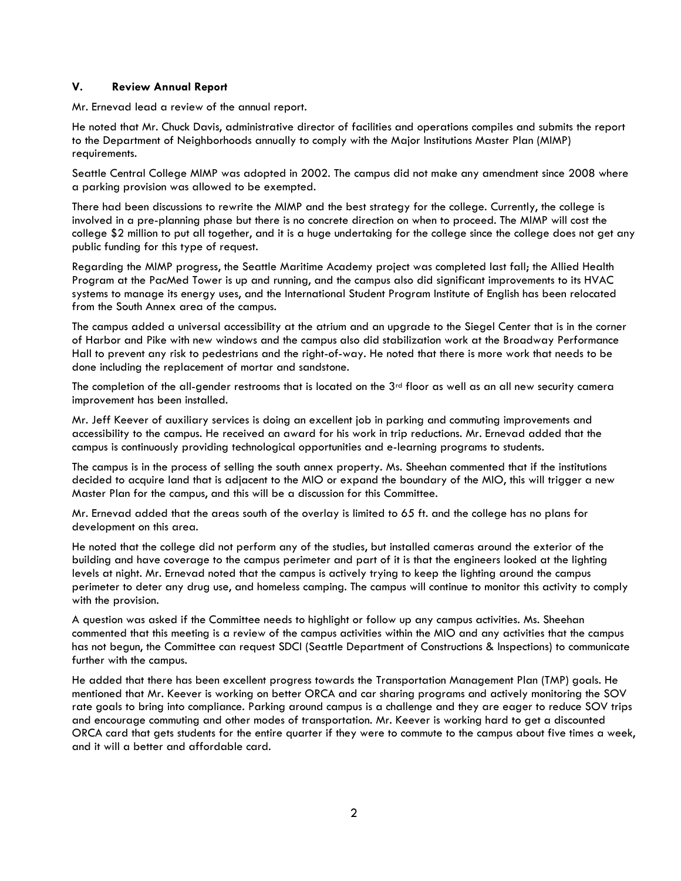## V. Review Annual Report

Mr. Ernevad lead a review of the annual report.

He noted that Mr. Chuck Davis, administrative director of facilities and operations compiles and submits the report to the Department of Neighborhoods annually to comply with the Major Institutions Master Plan (MIMP) requirements.

Seattle Central College MIMP was adopted in 2002. The campus did not make any amendment since 2008 where a parking provision was allowed to be exempted.

There had been discussions to rewrite the MIMP and the best strategy for the college. Currently, the college is involved in a pre-planning phase but there is no concrete direction on when to proceed. The MIMP will cost the college $2 million to put all together, and it is a huge undertaking for the college since the college does not get any public funding for this type of request.

Regarding the MIMP progress, the Seattle Maritime Academy project was completed last fall; the Allied Health Program at the PacMed Tower is up and running, and the campus also did significant improvements to its HVAC systems to manage its energy uses, and the International Student Program Institute of English has been relocated from the South Annex area of the campus.

The campus added a universal accessibility at the atrium and an upgrade to the Siegel Center that is in the corner of Harbor and Pike with new windows and the campus also did stabilization work at the Broadway Performance Hall to prevent any risk to pedestrians and the right-of-way. He noted that there is more work that needs to be done including the replacement of mortar and sandstone.

The completion of the all-gender restrooms that is located on the 3rd floor as well as an all new security camera improvement has been installed.

Mr. Jeff Keever of auxiliary services is doing an excellent job in parking and commuting improvements and accessibility to the campus. He received an award for his work in trip reductions. Mr. Ernevad added that the campus is continuously providing technological opportunities and e-learning programs to students.

The campus is in the process of selling the south annex property. Ms. Sheehan commented that if the institutions decided to acquire land that is adjacent to the MIO or expand the boundary of the MIO, this will trigger a new Master Plan for the campus, and this will be a discussion for this Committee.

Mr. Ernevad added that the areas south of the overlay is limited to 65 ft. and the college has no plans for development on this area.

He noted that the college did not perform any of the studies, but installed cameras around the exterior of the building and have coverage to the campus perimeter and part of it is that the engineers looked at the lighting levels at night. Mr. Ernevad noted that the campus is actively trying to keep the lighting around the campus perimeter to deter any drug use, and homeless camping. The campus will continue to monitor this activity to comply with the provision.

A question was asked if the Committee needs to highlight or follow up any campus activities. Ms. Sheehan commented that this meeting is a review of the campus activities within the MIO and any activities that the campus has not begun, the Committee can request SDCI (Seattle Department of Constructions & Inspections) to communicate further with the campus.

He added that there has been excellent progress towards the Transportation Management Plan (TMP) goals. He mentioned that Mr. Keever is working on better ORCA and car sharing programs and actively monitoring the SOV rate goals to bring into compliance. Parking around campus is a challenge and they are eager to reduce SOV trips and encourage commuting and other modes of transportation. Mr. Keever is working hard to get a discounted ORCA card that gets students for the entire quarter if they were to commute to the campus about five times a week, and it will a better and affordable card.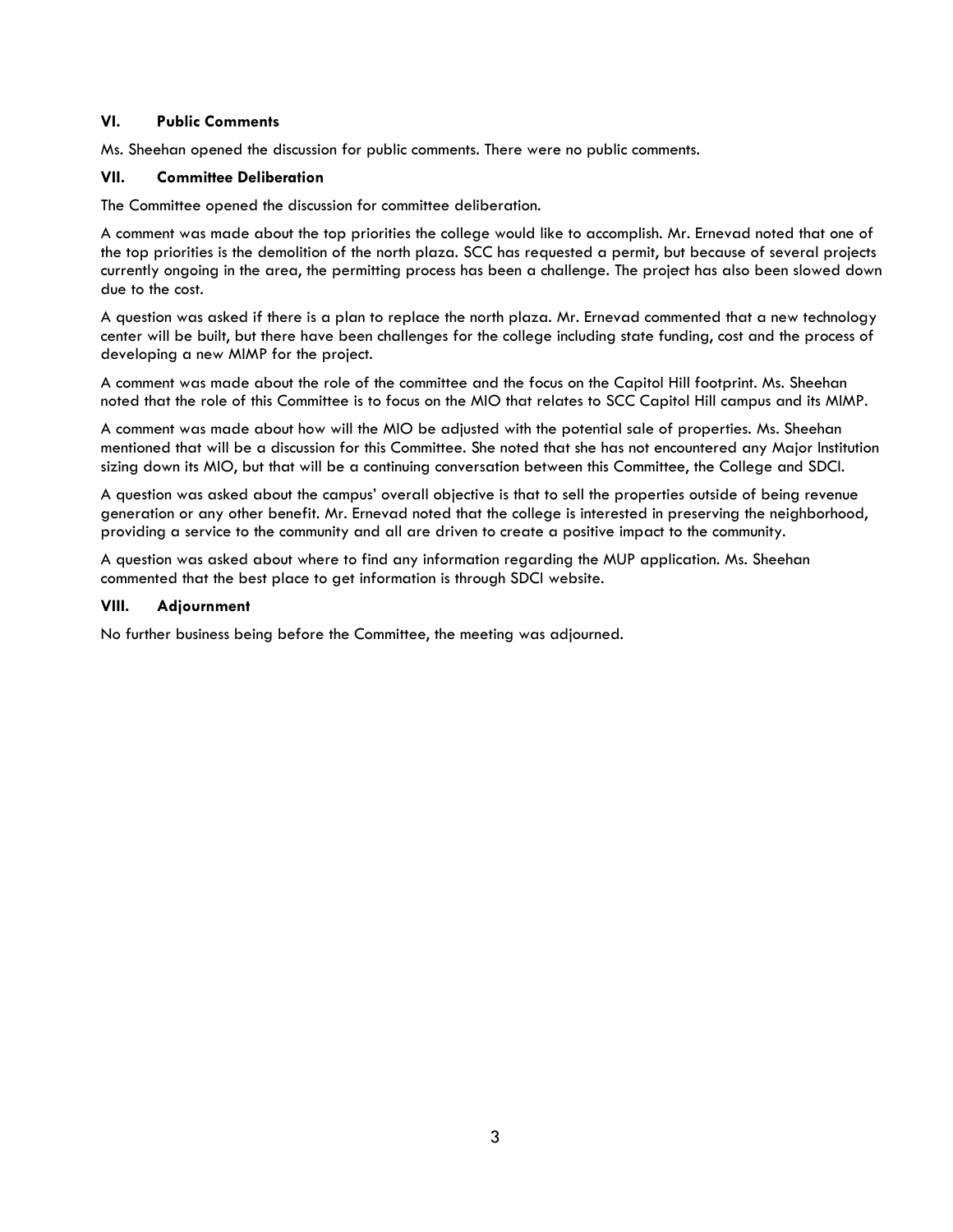## VI. Public Comments

Ms. Sheehan opened the discussion for public comments. There were no public comments.

## VII. Committee Deliberation

The Committee opened the discussion for committee deliberation.

A comment was made about the top priorities the college would like to accomplish. Mr. Ernevad noted that one of the top priorities is the demolition of the north plaza. SCC has requested a permit, but because of several projects currently ongoing in the area, the permitting process has been a challenge. The project has also been slowed down due to the cost.

A question was asked if there is a plan to replace the north plaza. Mr. Ernevad commented that a new technology center will be built, but there have been challenges for the college including state funding, cost and the process of developing a new MIMP for the project.

A comment was made about the role of the committee and the focus on the Capitol Hill footprint. Ms. Sheehan noted that the role of this Committee is to focus on the MIO that relates to SCC Capitol Hill campus and its MIMP.

A comment was made about how will the MIO be adjusted with the potential sale of properties. Ms. Sheehan mentioned that will be a discussion for this Committee. She noted that she has not encountered any Major Institution sizing down its MIO, but that will be a continuing conversation between this Committee, the College and SDCI.

A question was asked about the campus' overall objective is that to sell the properties outside of being revenue generation or any other benefit. Mr. Ernevad noted that the college is interested in preserving the neighborhood, providing a service to the community and all are driven to create a positive impact to the community.

A question was asked about where to find any information regarding the MUP application. Ms. Sheehan commented that the best place to get information is through SDCI website.

## VIII. Adjournment

No further business being before the Committee, the meeting was adjourned.